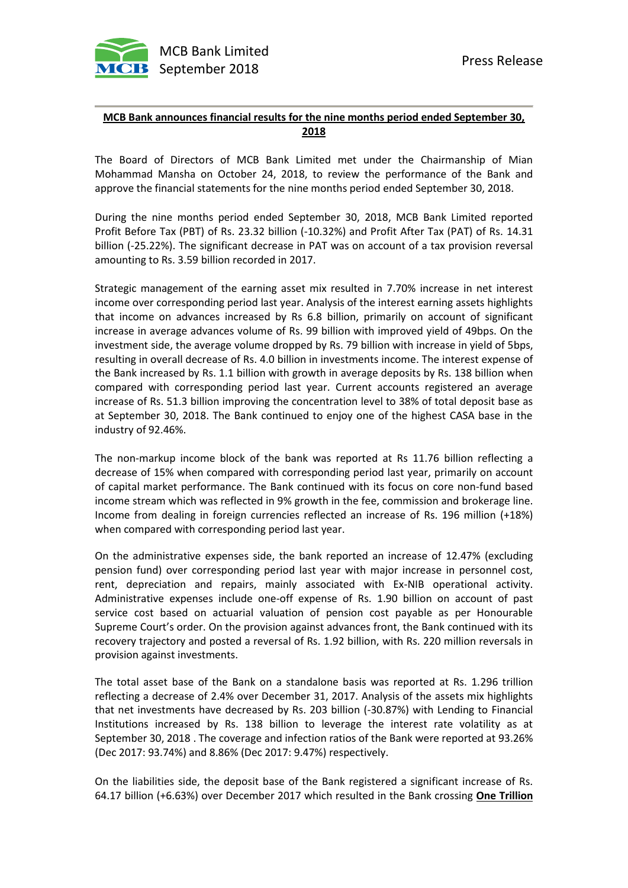MCB Bank Limited
September 2018

Press Release

**MCB Bank announces financial results for the nine months period ended September 30, 2018**

The Board of Directors of MCB Bank Limited met under the Chairmanship of Mian Mohammad Mansha on October 24, 2018, to review the performance of the Bank and approve the financial statements for the nine months period ended September 30, 2018.

During the nine months period ended September 30, 2018, MCB Bank Limited reported Profit Before Tax (PBT) of Rs. 23.32 billion (-10.32%) and Profit After Tax (PAT) of Rs. 14.31 billion (-25.22%). The significant decrease in PAT was on account of a tax provision reversal amounting to Rs. 3.59 billion recorded in 2017.

Strategic management of the earning asset mix resulted in 7.70% increase in net interest income over corresponding period last year. Analysis of the interest earning assets highlights that income on advances increased by Rs 6.8 billion, primarily on account of significant increase in average advances volume of Rs. 99 billion with improved yield of 49bps. On the investment side, the average volume dropped by Rs. 79 billion with increase in yield of 5bps, resulting in overall decrease of Rs. 4.0 billion in investments income. The interest expense of the Bank increased by Rs. 1.1 billion with growth in average deposits by Rs. 138 billion when compared with corresponding period last year. Current accounts registered an average increase of Rs. 51.3 billion improving the concentration level to 38% of total deposit base as at September 30, 2018. The Bank continued to enjoy one of the highest CASA base in the industry of 92.46%.

The non-markup income block of the bank was reported at Rs 11.76 billion reflecting a decrease of 15% when compared with corresponding period last year, primarily on account of capital market performance. The Bank continued with its focus on core non-fund based income stream which was reflected in 9% growth in the fee, commission and brokerage line. Income from dealing in foreign currencies reflected an increase of Rs. 196 million (+18%) when compared with corresponding period last year.

On the administrative expenses side, the bank reported an increase of 12.47% (excluding pension fund) over corresponding period last year with major increase in personnel cost, rent, depreciation and repairs, mainly associated with Ex-NIB operational activity. Administrative expenses include one-off expense of Rs. 1.90 billion on account of past service cost based on actuarial valuation of pension cost payable as per Honourable Supreme Court's order. On the provision against advances front, the Bank continued with its recovery trajectory and posted a reversal of Rs. 1.92 billion, with Rs. 220 million reversals in provision against investments.

The total asset base of the Bank on a standalone basis was reported at Rs. 1.296 trillion reflecting a decrease of 2.4% over December 31, 2017. Analysis of the assets mix highlights that net investments have decreased by Rs. 203 billion (-30.87%) with Lending to Financial Institutions increased by Rs. 138 billion to leverage the interest rate volatility as at September 30, 2018 . The coverage and infection ratios of the Bank were reported at 93.26% (Dec 2017: 93.74%) and 8.86% (Dec 2017: 9.47%) respectively.

On the liabilities side, the deposit base of the Bank registered a significant increase of Rs. 64.17 billion (+6.63%) over December 2017 which resulted in the Bank crossing **One Trillion**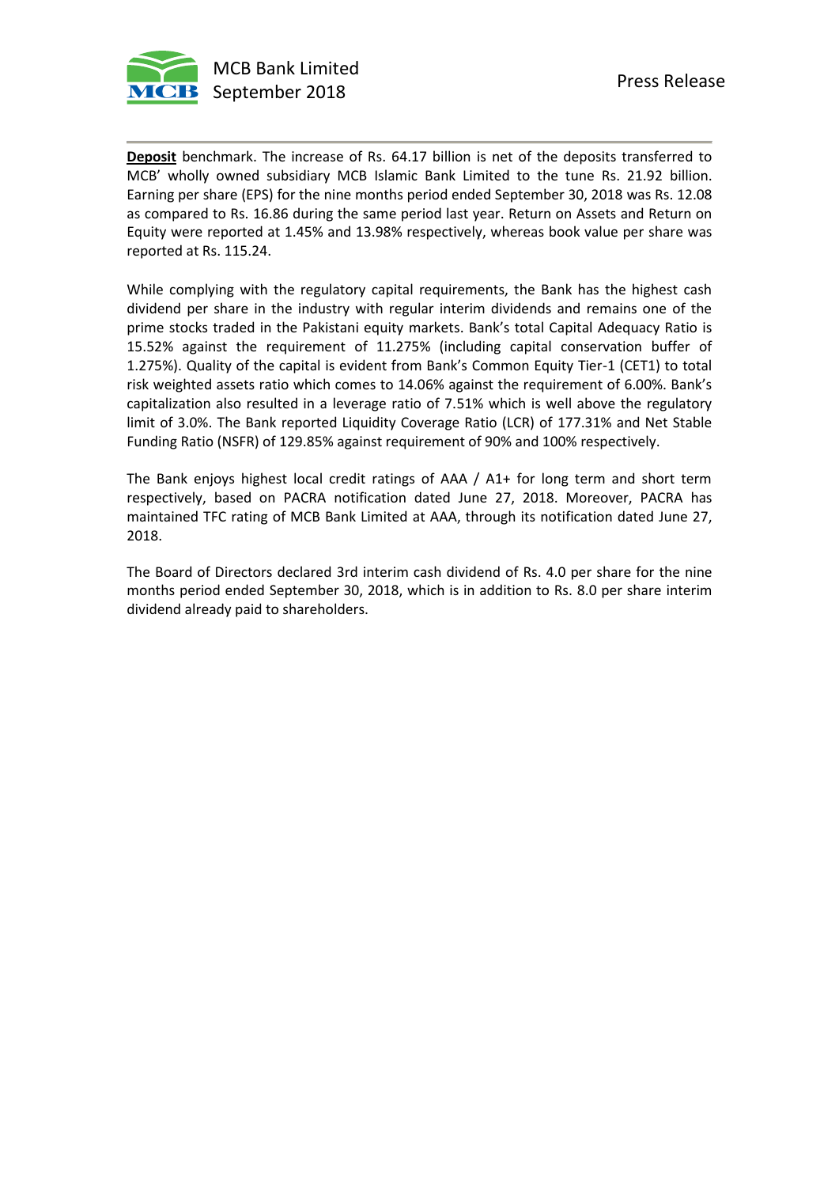**Deposit** benchmark. The increase of Rs. 64.17 billion is net of the deposits transferred to MCB' wholly owned subsidiary MCB Islamic Bank Limited to the tune Rs. 21.92 billion. Earning per share (EPS) for the nine months period ended September 30, 2018 was Rs. 12.08 as compared to Rs. 16.86 during the same period last year. Return on Assets and Return on Equity were reported at 1.45% and 13.98% respectively, whereas book value per share was reported at Rs. 115.24.

While complying with the regulatory capital requirements, the Bank has the highest cash dividend per share in the industry with regular interim dividends and remains one of the prime stocks traded in the Pakistani equity markets. Bank's total Capital Adequacy Ratio is 15.52% against the requirement of 11.275% (including capital conservation buffer of 1.275%). Quality of the capital is evident from Bank's Common Equity Tier-1 (CET1) to total risk weighted assets ratio which comes to 14.06% against the requirement of 6.00%. Bank's capitalization also resulted in a leverage ratio of 7.51% which is well above the regulatory limit of 3.0%. The Bank reported Liquidity Coverage Ratio (LCR) of 177.31% and Net Stable Funding Ratio (NSFR) of 129.85% against requirement of 90% and 100% respectively.

The Bank enjoys highest local credit ratings of AAA / A1+ for long term and short term respectively, based on PACRA notification dated June 27, 2018. Moreover, PACRA has maintained TFC rating of MCB Bank Limited at AAA, through its notification dated June 27, 2018.

The Board of Directors declared 3rd interim cash dividend of Rs. 4.0 per share for the nine months period ended September 30, 2018, which is in addition to Rs. 8.0 per share interim dividend already paid to shareholders.